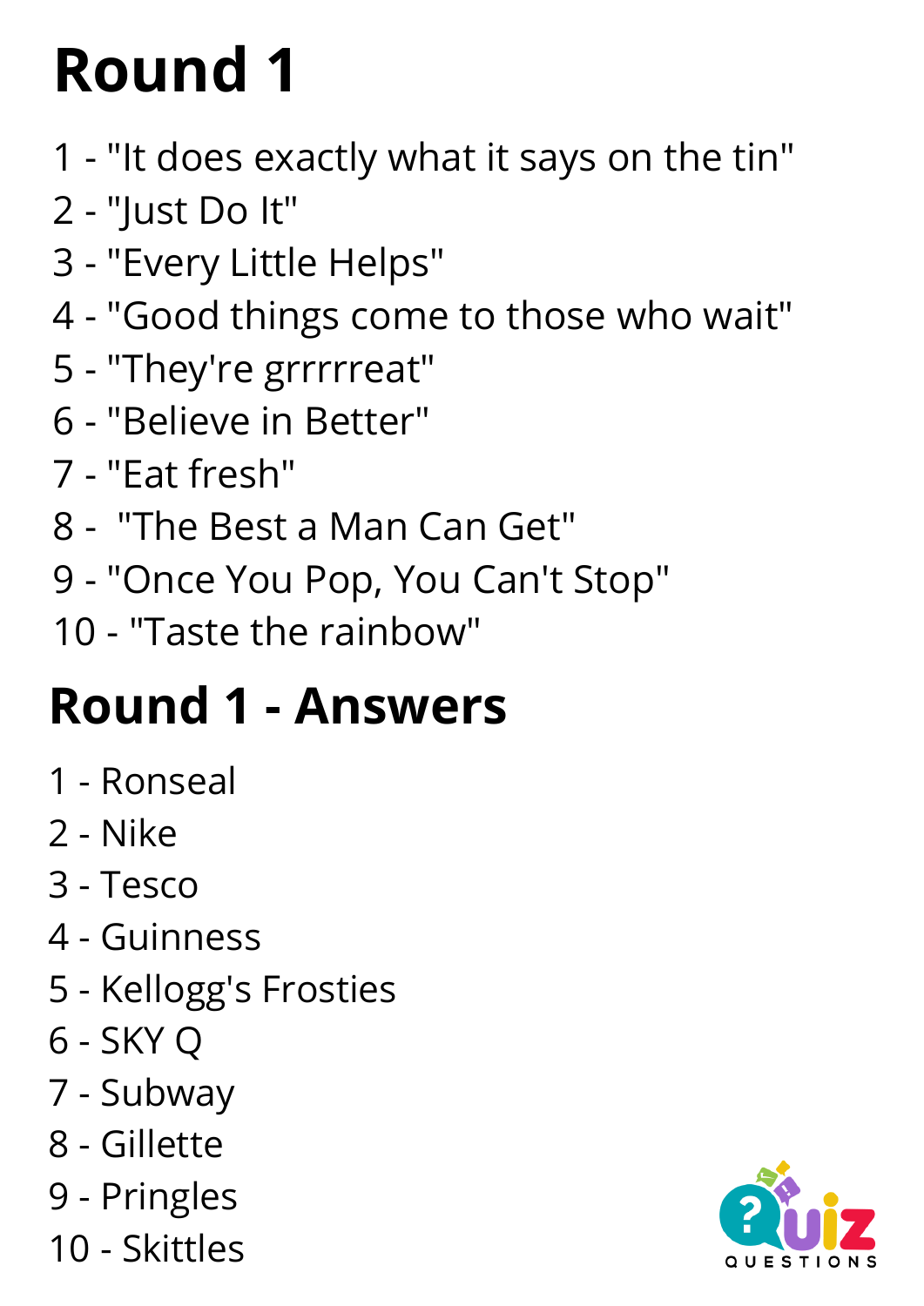# Round 1

1 - "It does exactly what it says on the tin"
2 - "Just Do It"
3 - "Every Little Helps"
4 - "Good things come to those who wait"
5 - "They're grrrrreat"
6 - "Believe in Better"
7 - "Eat fresh"
8 - "The Best a Man Can Get"
9 - "Once You Pop, You Can't Stop"
10 - "Taste the rainbow"

## Round 1 - Answers

1 - Ronseal
2 - Nike
3 - Tesco
4 - Guinness
5 - Kellogg's Frosties
6 - SKY Q
7 - Subway
8 - Gillette
9 - Pringles
10 - Skittles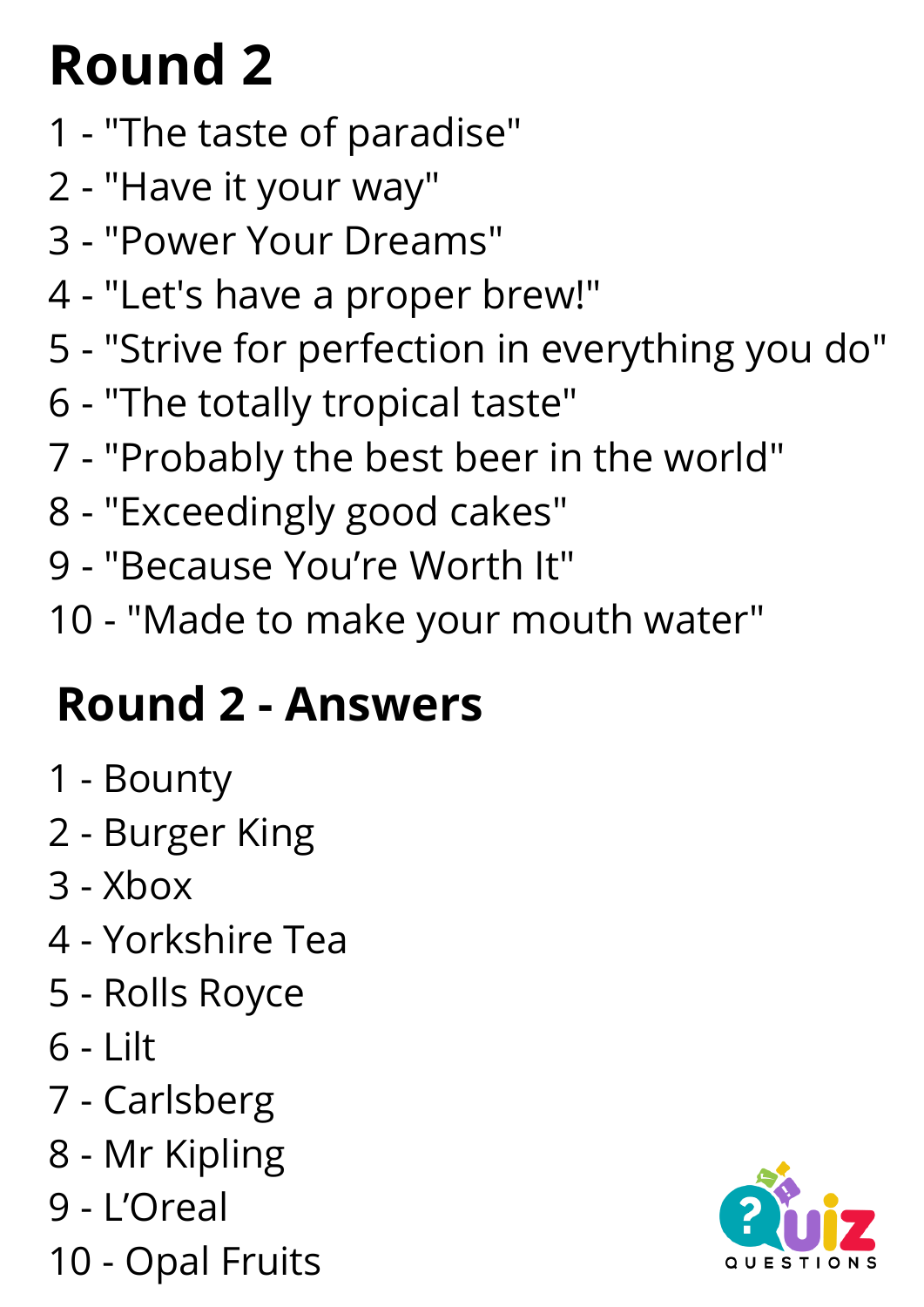# Round 2

1 - "The taste of paradise"
2 - "Have it your way"
3 - "Power Your Dreams"
4 - "Let's have a proper brew!"
5 - "Strive for perfection in everything you do"
6 - "The totally tropical taste"
7 - "Probably the best beer in the world"
8 - "Exceedingly good cakes"
9 - "Because You're Worth It"
10 - "Made to make your mouth water"

## Round 2 - Answers

1 - Bounty
2 - Burger King
3 - Xbox
4 - Yorkshire Tea
5 - Rolls Royce
6 - Lilt
7 - Carlsberg
8 - Mr Kipling
9 - L'Oreal
10 - Opal Fruits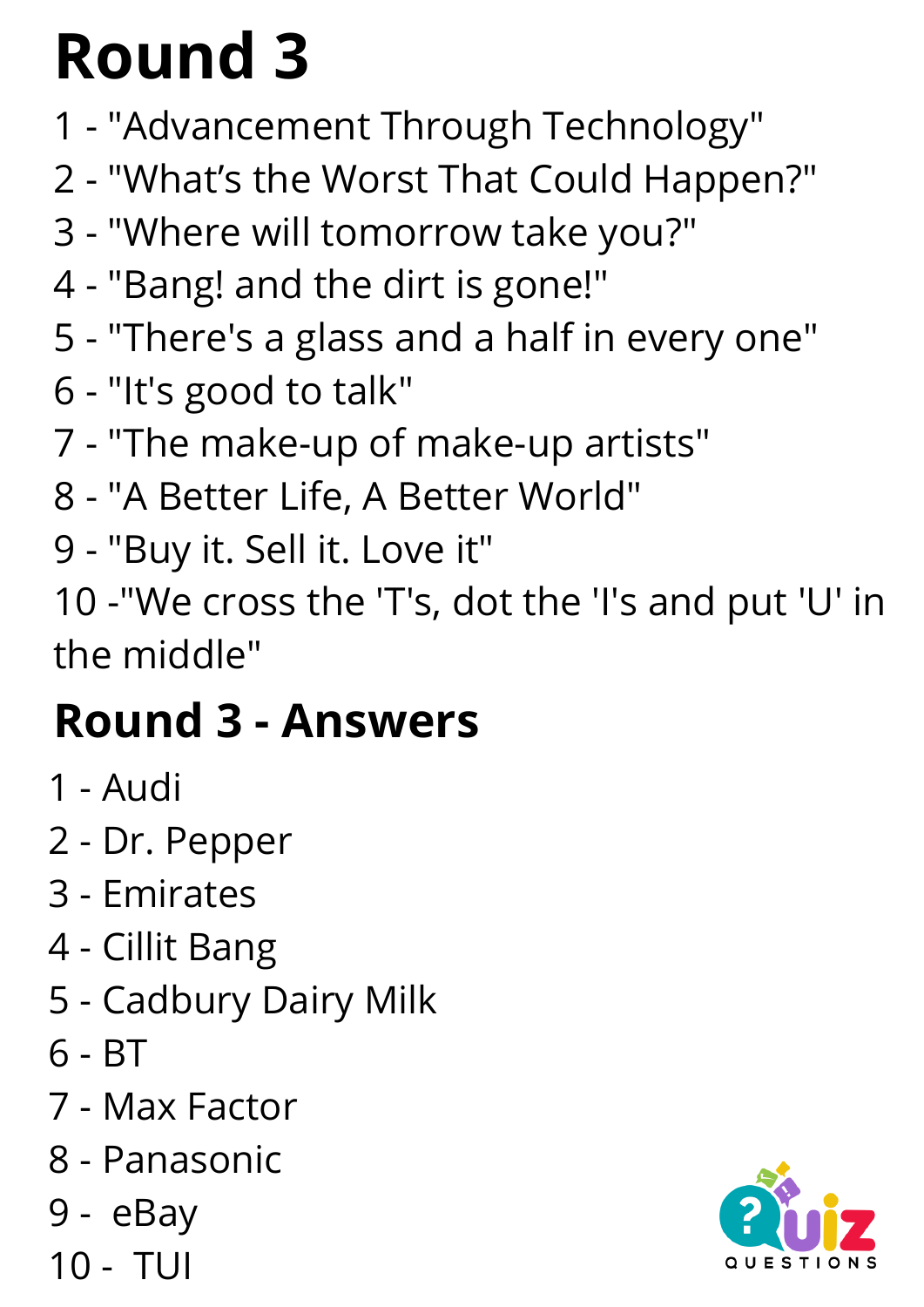# Round 3

1 - "Advancement Through Technology"
2 - "What's the Worst That Could Happen?"
3 - "Where will tomorrow take you?"
4 - "Bang! and the dirt is gone!"
5 - "There's a glass and a half in every one"
6 - "It's good to talk"
7 - "The make-up of make-up artists"
8 - "A Better Life, A Better World"
9 - "Buy it. Sell it. Love it"
10 -"We cross the 'T's, dot the 'I's and put 'U' in the middle"

## Round 3 - Answers

1 - Audi
2 - Dr. Pepper
3 - Emirates
4 - Cillit Bang
5 - Cadbury Dairy Milk
6 - BT
7 - Max Factor
8 - Panasonic
9 - eBay
10 - TUI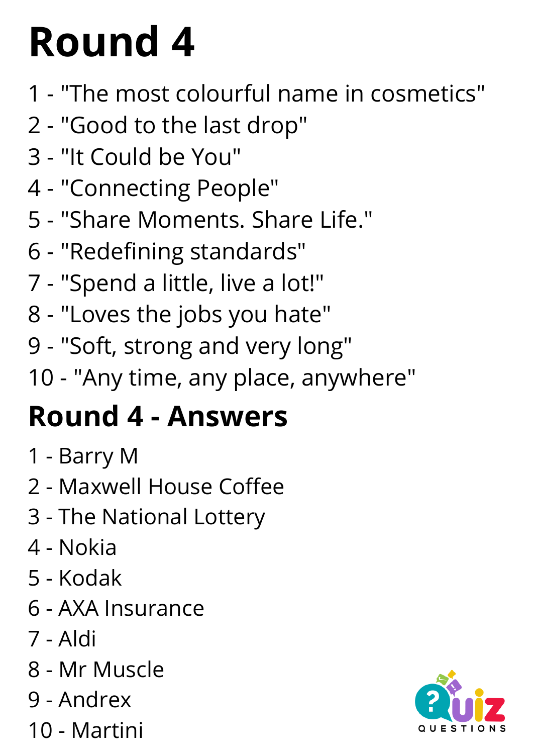# Round 4

1 - "The most colourful name in cosmetics"
2 - "Good to the last drop"
3 - "It Could be You"
4 - "Connecting People"
5 - "Share Moments. Share Life."
6 - "Redefining standards"
7 - "Spend a little, live a lot!"
8 - "Loves the jobs you hate"
9 - "Soft, strong and very long"
10 - "Any time, any place, anywhere"

## Round 4 - Answers

1 - Barry M
2 - Maxwell House Coffee
3 - The National Lottery
4 - Nokia
5 - Kodak
6 - AXA Insurance
7 - Aldi
8 - Mr Muscle
9 - Andrex
10 - Martini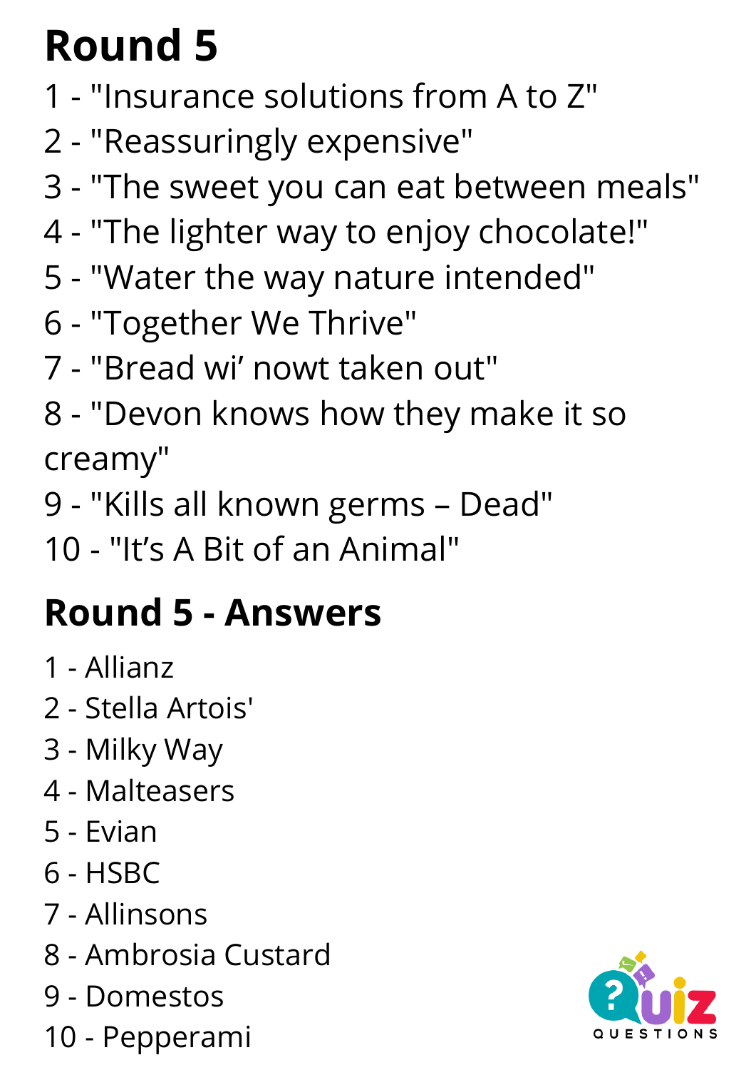# Round 5

1 - "Insurance solutions from A to Z"

2 - "Reassuringly expensive"

3 - "The sweet you can eat between meals"

4 - "The lighter way to enjoy chocolate!"

5 - "Water the way nature intended"

6 - "Together We Thrive"

7 - "Bread wi’ nowt taken out"

8 - "Devon knows how they make it so creamy"

9 - "Kills all known germs – Dead"

10 - "It’s A Bit of an Animal"

## Round 5 - Answers

1 - Allianz

2 - Stella Artois'

3 - Milky Way

4 - Malteasers

5 - Evian

6 - HSBC

7 - Allinsons

8 - Ambrosia Custard

9 - Domestos

10 - Pepperami